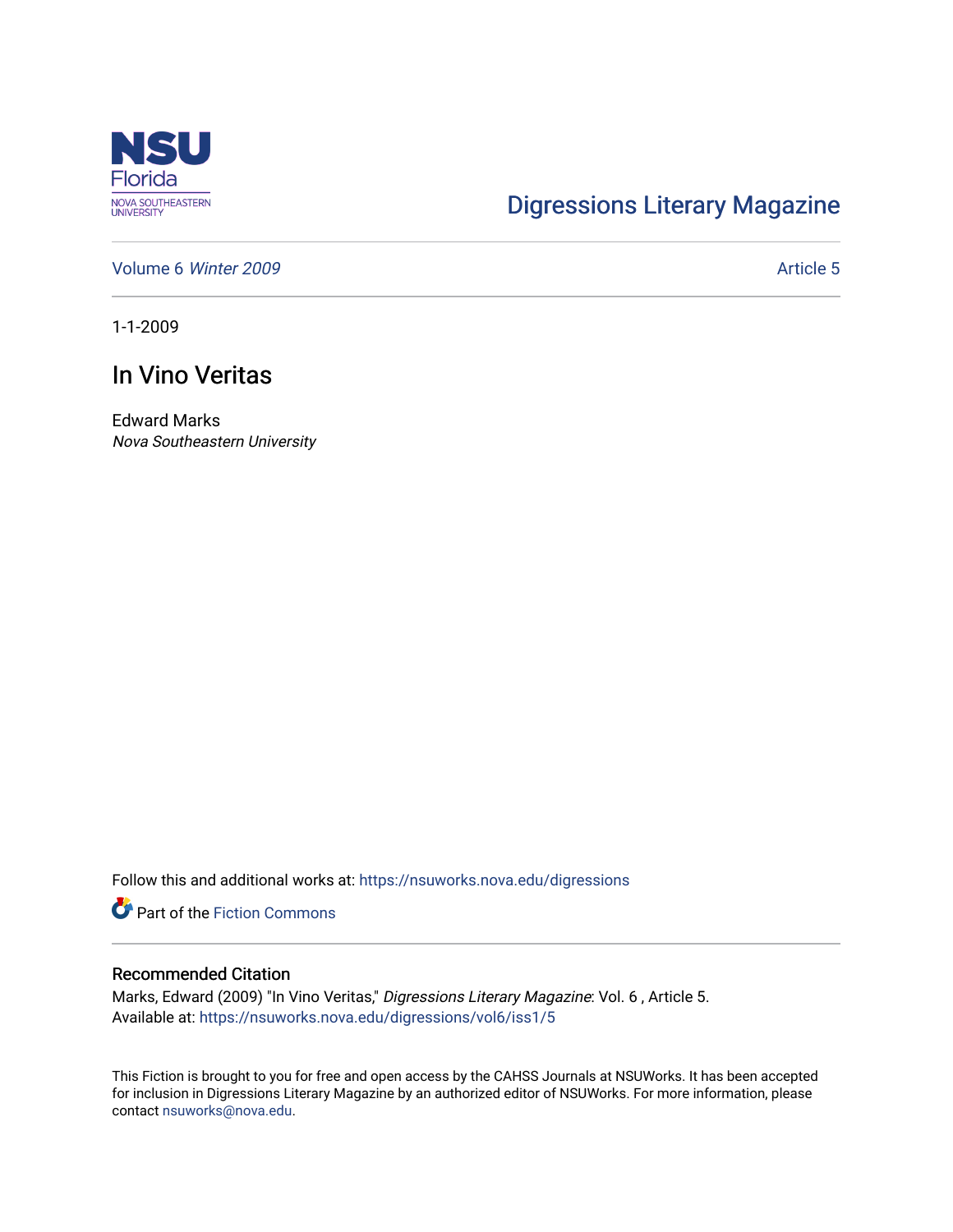NSU Florida
NOVA SOUTHEASTERN UNIVERSITY

Digressions Literary Magazine

Volume 6 *Winter 2009* Article 5

1-1-2009

# In Vino Veritas

Edward Marks
*Nova Southeastern University*

Follow this and additional works at: https://nsuworks.nova.edu/digressions

Part of the Fiction Commons

## Recommended Citation

Marks, Edward (2009) "In Vino Veritas," *Digressions Literary Magazine*: Vol. 6 , Article 5.
Available at: https://nsuworks.nova.edu/digressions/vol6/iss1/5

This Fiction is brought to you for free and open access by the CAHSS Journals at NSUWorks. It has been accepted for inclusion in Digressions Literary Magazine by an authorized editor of NSUWorks. For more information, please contact nsuworks@nova.edu.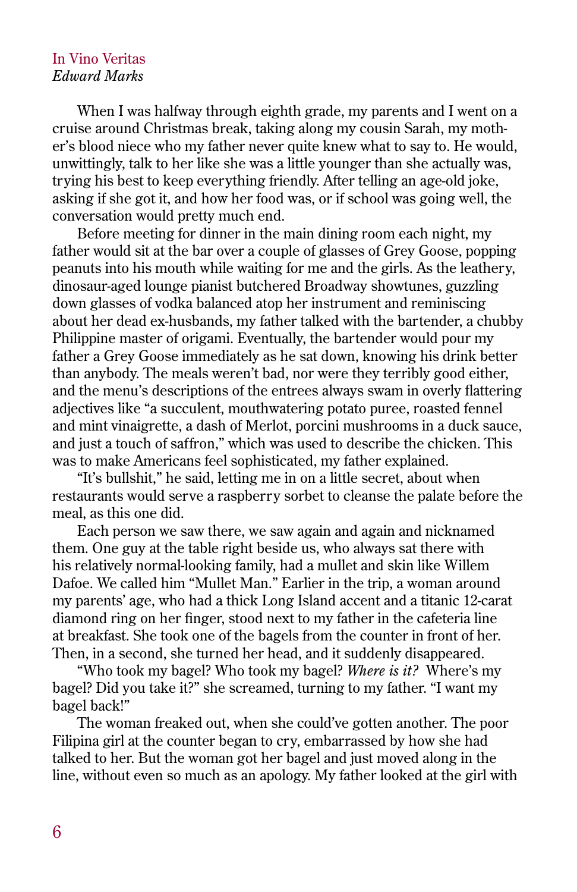# In Vino Veritas

*Edward Marks*

When I was halfway through eighth grade, my parents and I went on a cruise around Christmas break, taking along my cousin Sarah, my mother's blood niece who my father never quite knew what to say to. He would, unwittingly, talk to her like she was a little younger than she actually was, trying his best to keep everything friendly. After telling an age-old joke, asking if she got it, and how her food was, or if school was going well, the conversation would pretty much end.

Before meeting for dinner in the main dining room each night, my father would sit at the bar over a couple of glasses of Grey Goose, popping peanuts into his mouth while waiting for me and the girls. As the leathery, dinosaur-aged lounge pianist butchered Broadway showtunes, guzzling down glasses of vodka balanced atop her instrument and reminiscing about her dead ex-husbands, my father talked with the bartender, a chubby Philippine master of origami. Eventually, the bartender would pour my father a Grey Goose immediately as he sat down, knowing his drink better than anybody. The meals weren't bad, nor were they terribly good either, and the menu's descriptions of the entrees always swam in overly flattering adjectives like "a succulent, mouthwatering potato puree, roasted fennel and mint vinaigrette, a dash of Merlot, porcini mushrooms in a duck sauce, and just a touch of saffron," which was used to describe the chicken. This was to make Americans feel sophisticated, my father explained.

"It's bullshit," he said, letting me in on a little secret, about when restaurants would serve a raspberry sorbet to cleanse the palate before the meal, as this one did.

Each person we saw there, we saw again and again and nicknamed them. One guy at the table right beside us, who always sat there with his relatively normal-looking family, had a mullet and skin like Willem Dafoe. We called him "Mullet Man." Earlier in the trip, a woman around my parents' age, who had a thick Long Island accent and a titanic 12-carat diamond ring on her finger, stood next to my father in the cafeteria line at breakfast. She took one of the bagels from the counter in front of her. Then, in a second, she turned her head, and it suddenly disappeared.

"Who took my bagel? Who took my bagel? *Where is it?* Where's my bagel? Did you take it?" she screamed, turning to my father. "I want my bagel back!"

The woman freaked out, when she could've gotten another. The poor Filipina girl at the counter began to cry, embarrassed by how she had talked to her. But the woman got her bagel and just moved along in the line, without even so much as an apology. My father looked at the girl with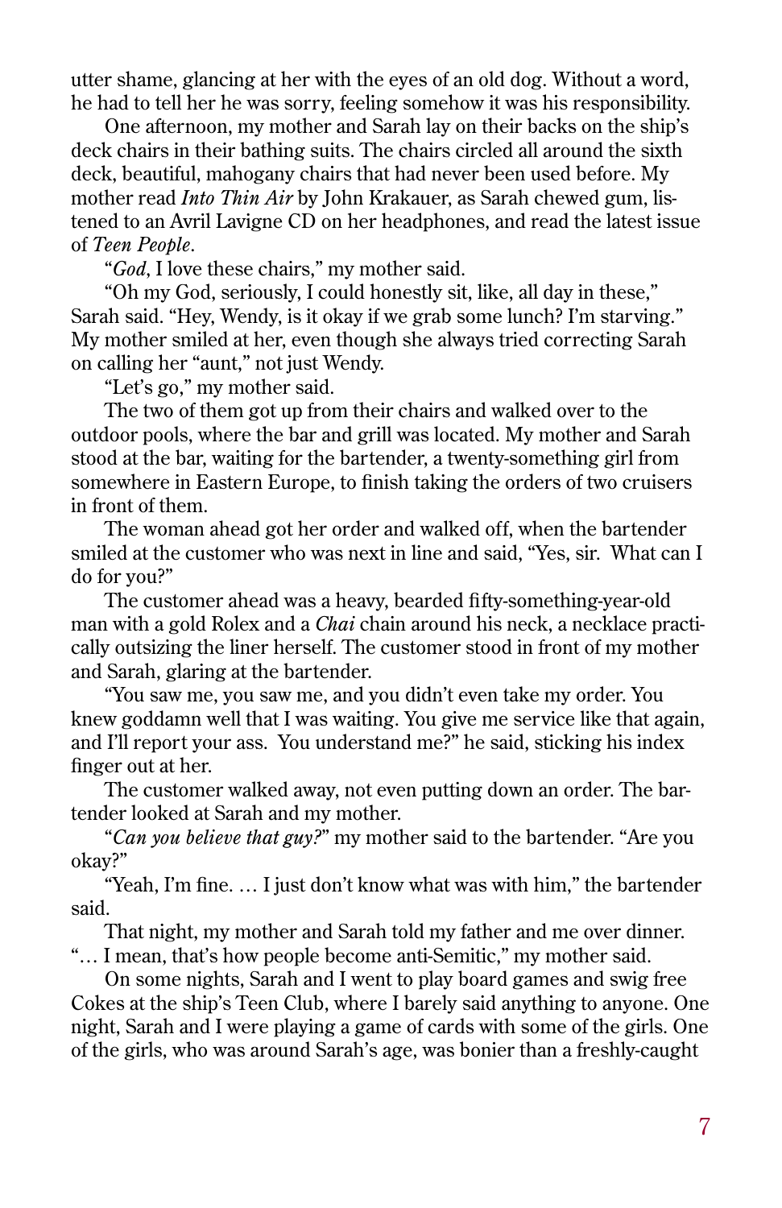utter shame, glancing at her with the eyes of an old dog. Without a word, he had to tell her he was sorry, feeling somehow it was his responsibility.

One afternoon, my mother and Sarah lay on their backs on the ship's deck chairs in their bathing suits. The chairs circled all around the sixth deck, beautiful, mahogany chairs that had never been used before. My mother read *Into Thin Air* by John Krakauer, as Sarah chewed gum, listened to an Avril Lavigne CD on her headphones, and read the latest issue of *Teen People*.

"*God*, I love these chairs," my mother said.

"Oh my God, seriously, I could honestly sit, like, all day in these," Sarah said. "Hey, Wendy, is it okay if we grab some lunch? I'm starving." My mother smiled at her, even though she always tried correcting Sarah on calling her "aunt," not just Wendy.

"Let's go," my mother said.

The two of them got up from their chairs and walked over to the outdoor pools, where the bar and grill was located. My mother and Sarah stood at the bar, waiting for the bartender, a twenty-something girl from somewhere in Eastern Europe, to finish taking the orders of two cruisers in front of them.

The woman ahead got her order and walked off, when the bartender smiled at the customer who was next in line and said, "Yes, sir. What can I do for you?"

The customer ahead was a heavy, bearded fifty-something-year-old man with a gold Rolex and a *Chai* chain around his neck, a necklace practically outsizing the liner herself. The customer stood in front of my mother and Sarah, glaring at the bartender.

"You saw me, you saw me, and you didn't even take my order. You knew goddamn well that I was waiting. You give me service like that again, and I'll report your ass. You understand me?" he said, sticking his index finger out at her.

The customer walked away, not even putting down an order. The bartender looked at Sarah and my mother.

"*Can you believe that guy?*" my mother said to the bartender. "Are you okay?"

"Yeah, I'm fine. … I just don't know what was with him," the bartender said.

That night, my mother and Sarah told my father and me over dinner. "… I mean, that's how people become anti-Semitic," my mother said.

On some nights, Sarah and I went to play board games and swig free Cokes at the ship's Teen Club, where I barely said anything to anyone. One night, Sarah and I were playing a game of cards with some of the girls. One of the girls, who was around Sarah's age, was bonier than a freshly-caught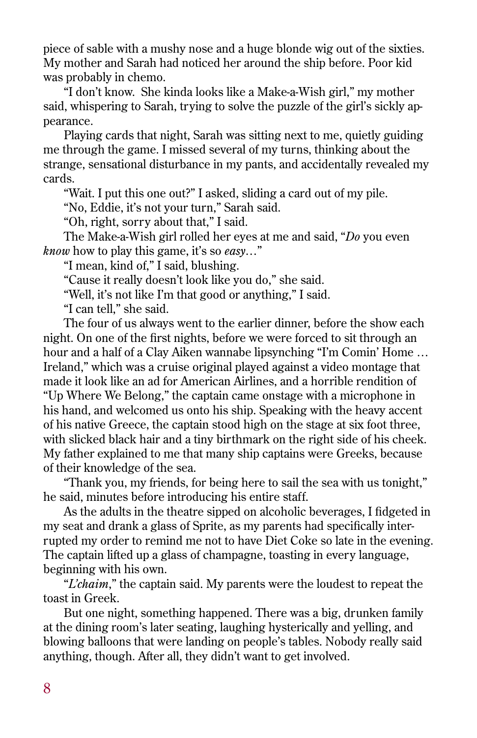piece of sable with a mushy nose and a huge blonde wig out of the sixties. My mother and Sarah had noticed her around the ship before. Poor kid was probably in chemo.

"I don't know. She kinda looks like a Make-a-Wish girl," my mother said, whispering to Sarah, trying to solve the puzzle of the girl's sickly appearance.

Playing cards that night, Sarah was sitting next to me, quietly guiding me through the game. I missed several of my turns, thinking about the strange, sensational disturbance in my pants, and accidentally revealed my cards.

"Wait. I put this one out?" I asked, sliding a card out of my pile.

"No, Eddie, it's not your turn," Sarah said.

"Oh, right, sorry about that," I said.

The Make-a-Wish girl rolled her eyes at me and said, "*Do* you even *know* how to play this game, it's so *easy*…"

"I mean, kind of," I said, blushing.

"Cause it really doesn't look like you do," she said.

"Well, it's not like I'm that good or anything," I said.

"I can tell," she said.

The four of us always went to the earlier dinner, before the show each night. On one of the first nights, before we were forced to sit through an hour and a half of a Clay Aiken wannabe lipsynching "I'm Comin' Home … Ireland," which was a cruise original played against a video montage that made it look like an ad for American Airlines, and a horrible rendition of "Up Where We Belong," the captain came onstage with a microphone in his hand, and welcomed us onto his ship. Speaking with the heavy accent of his native Greece, the captain stood high on the stage at six foot three, with slicked black hair and a tiny birthmark on the right side of his cheek. My father explained to me that many ship captains were Greeks, because of their knowledge of the sea.

"Thank you, my friends, for being here to sail the sea with us tonight," he said, minutes before introducing his entire staff.

As the adults in the theatre sipped on alcoholic beverages, I fidgeted in my seat and drank a glass of Sprite, as my parents had specifically interrupted my order to remind me not to have Diet Coke so late in the evening. The captain lifted up a glass of champagne, toasting in every language, beginning with his own.

"*L'chaim*," the captain said. My parents were the loudest to repeat the toast in Greek.

But one night, something happened. There was a big, drunken family at the dining room's later seating, laughing hysterically and yelling, and blowing balloons that were landing on people's tables. Nobody really said anything, though. After all, they didn't want to get involved.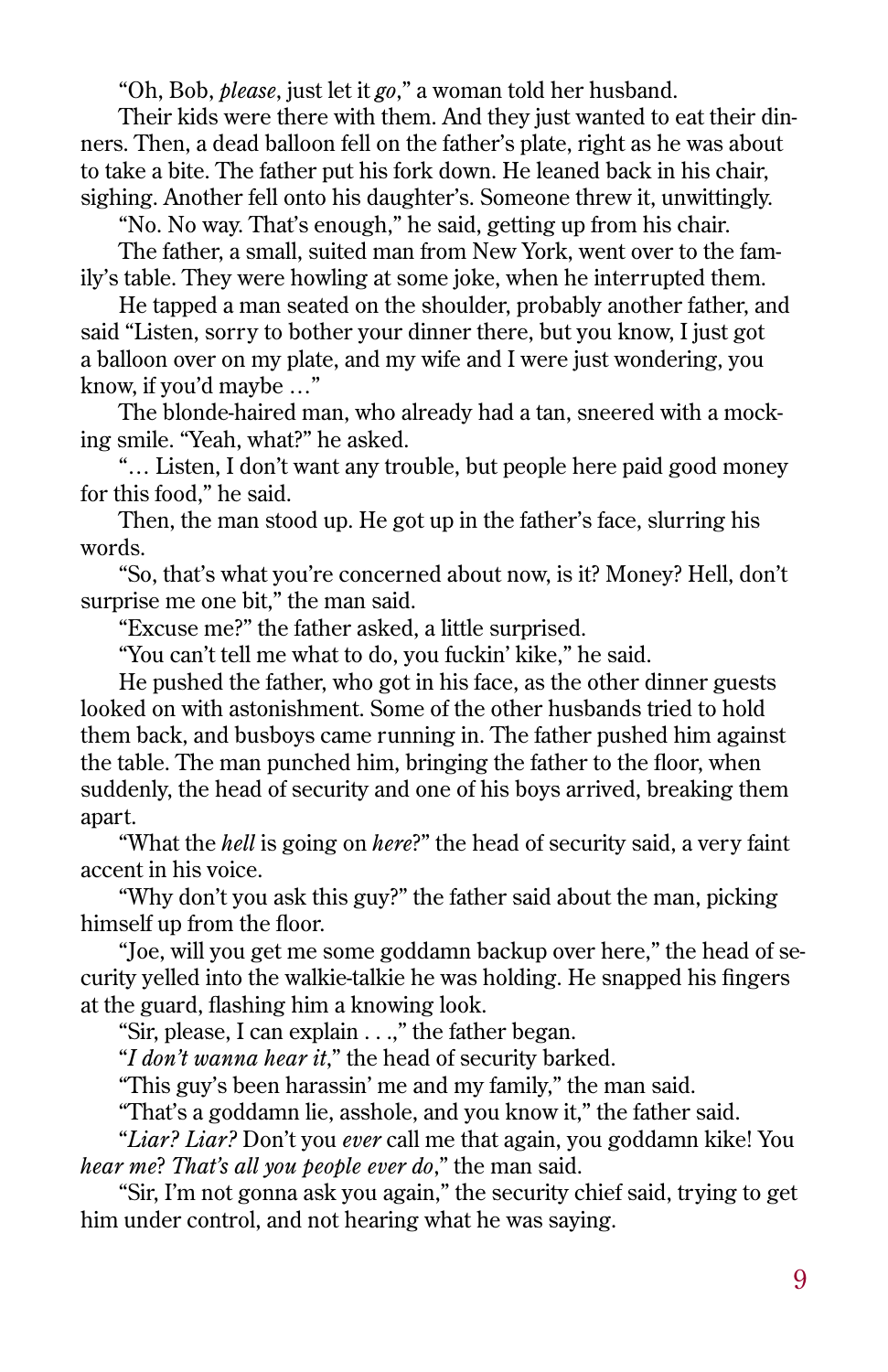"Oh, Bob, *please*, just let it *go*," a woman told her husband.

Their kids were there with them. And they just wanted to eat their dinners. Then, a dead balloon fell on the father's plate, right as he was about to take a bite. The father put his fork down. He leaned back in his chair, sighing. Another fell onto his daughter's. Someone threw it, unwittingly.

"No. No way. That's enough," he said, getting up from his chair.

The father, a small, suited man from New York, went over to the family's table. They were howling at some joke, when he interrupted them.

He tapped a man seated on the shoulder, probably another father, and said "Listen, sorry to bother your dinner there, but you know, I just got a balloon over on my plate, and my wife and I were just wondering, you know, if you'd maybe …"

The blonde-haired man, who already had a tan, sneered with a mocking smile. "Yeah, what?" he asked.

"… Listen, I don't want any trouble, but people here paid good money for this food," he said.

Then, the man stood up. He got up in the father's face, slurring his words.

"So, that's what you're concerned about now, is it? Money? Hell, don't surprise me one bit," the man said.

"Excuse me?" the father asked, a little surprised.

"You can't tell me what to do, you fuckin' kike," he said.

He pushed the father, who got in his face, as the other dinner guests looked on with astonishment. Some of the other husbands tried to hold them back, and busboys came running in. The father pushed him against the table. The man punched him, bringing the father to the floor, when suddenly, the head of security and one of his boys arrived, breaking them apart.

"What the *hell* is going on *here*?" the head of security said, a very faint accent in his voice.

"Why don't you ask this guy?" the father said about the man, picking himself up from the floor.

"Joe, will you get me some goddamn backup over here," the head of security yelled into the walkie-talkie he was holding. He snapped his fingers at the guard, flashing him a knowing look.

"Sir, please, I can explain . . .," the father began.

"*I don't wanna hear it*," the head of security barked.

"This guy's been harassin' me and my family," the man said.

"That's a goddamn lie, asshole, and you know it," the father said.

"*Liar? Liar?* Don't you *ever* call me that again, you goddamn kike! You *hear me*? *That's all you people ever do*," the man said.

"Sir, I'm not gonna ask you again," the security chief said, trying to get him under control, and not hearing what he was saying.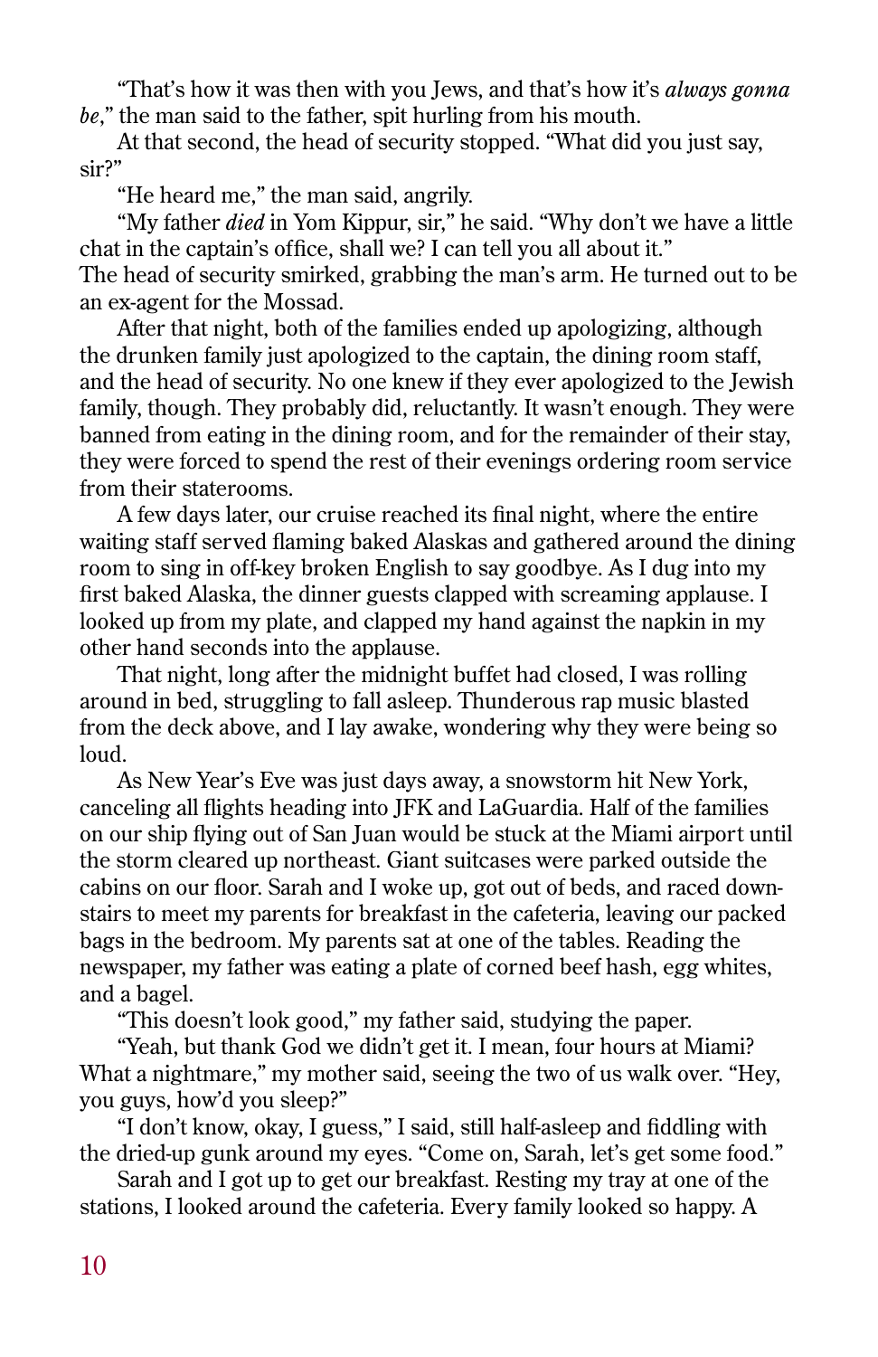"That's how it was then with you Jews, and that's how it's *always gonna be*," the man said to the father, spit hurling from his mouth.

At that second, the head of security stopped. "What did you just say, sir?"

"He heard me," the man said, angrily.

"My father *died* in Yom Kippur, sir," he said. "Why don't we have a little chat in the captain's office, shall we? I can tell you all about it."

The head of security smirked, grabbing the man's arm. He turned out to be an ex-agent for the Mossad.

After that night, both of the families ended up apologizing, although the drunken family just apologized to the captain, the dining room staff, and the head of security. No one knew if they ever apologized to the Jewish family, though. They probably did, reluctantly. It wasn't enough. They were banned from eating in the dining room, and for the remainder of their stay, they were forced to spend the rest of their evenings ordering room service from their staterooms.

A few days later, our cruise reached its final night, where the entire waiting staff served flaming baked Alaskas and gathered around the dining room to sing in off-key broken English to say goodbye. As I dug into my first baked Alaska, the dinner guests clapped with screaming applause. I looked up from my plate, and clapped my hand against the napkin in my other hand seconds into the applause.

That night, long after the midnight buffet had closed, I was rolling around in bed, struggling to fall asleep. Thunderous rap music blasted from the deck above, and I lay awake, wondering why they were being so loud.

As New Year's Eve was just days away, a snowstorm hit New York, canceling all flights heading into JFK and LaGuardia. Half of the families on our ship flying out of San Juan would be stuck at the Miami airport until the storm cleared up northeast. Giant suitcases were parked outside the cabins on our floor. Sarah and I woke up, got out of beds, and raced downstairs to meet my parents for breakfast in the cafeteria, leaving our packed bags in the bedroom. My parents sat at one of the tables. Reading the newspaper, my father was eating a plate of corned beef hash, egg whites, and a bagel.

"This doesn't look good," my father said, studying the paper.

"Yeah, but thank God we didn't get it. I mean, four hours at Miami? What a nightmare," my mother said, seeing the two of us walk over. "Hey, you guys, how'd you sleep?"

"I don't know, okay, I guess," I said, still half-asleep and fiddling with the dried-up gunk around my eyes. "Come on, Sarah, let's get some food."

Sarah and I got up to get our breakfast. Resting my tray at one of the stations, I looked around the cafeteria. Every family looked so happy. A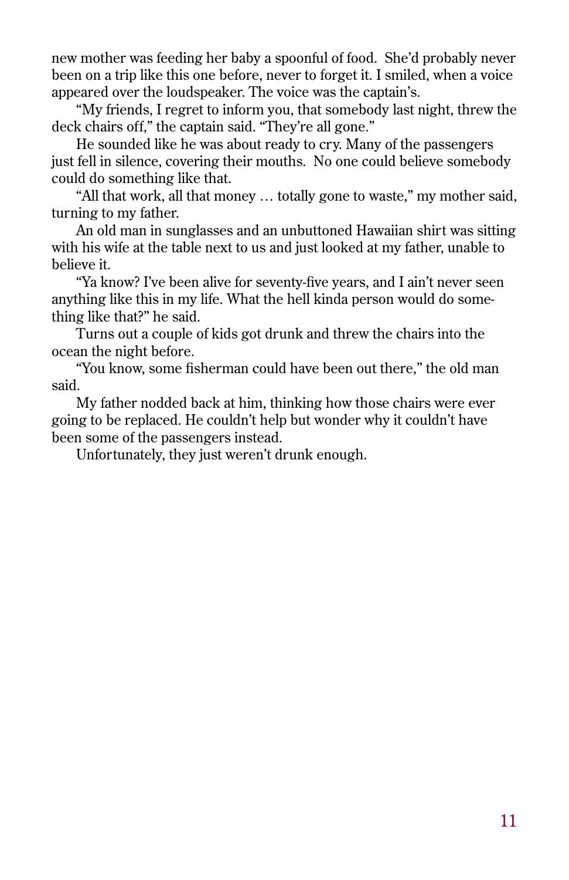new mother was feeding her baby a spoonful of food.  She'd probably never been on a trip like this one before, never to forget it. I smiled, when a voice appeared over the loudspeaker. The voice was the captain's.

"My friends, I regret to inform you, that somebody last night, threw the deck chairs off," the captain said. "They're all gone."

He sounded like he was about ready to cry. Many of the passengers just fell in silence, covering their mouths.  No one could believe somebody could do something like that.

"All that work, all that money … totally gone to waste," my mother said, turning to my father.

An old man in sunglasses and an unbuttoned Hawaiian shirt was sitting with his wife at the table next to us and just looked at my father, unable to believe it.

"Ya know? I've been alive for seventy-five years, and I ain't never seen anything like this in my life. What the hell kinda person would do something like that?" he said.

Turns out a couple of kids got drunk and threw the chairs into the ocean the night before.

"You know, some fisherman could have been out there," the old man said.

My father nodded back at him, thinking how those chairs were ever going to be replaced. He couldn't help but wonder why it couldn't have been some of the passengers instead.

Unfortunately, they just weren't drunk enough.